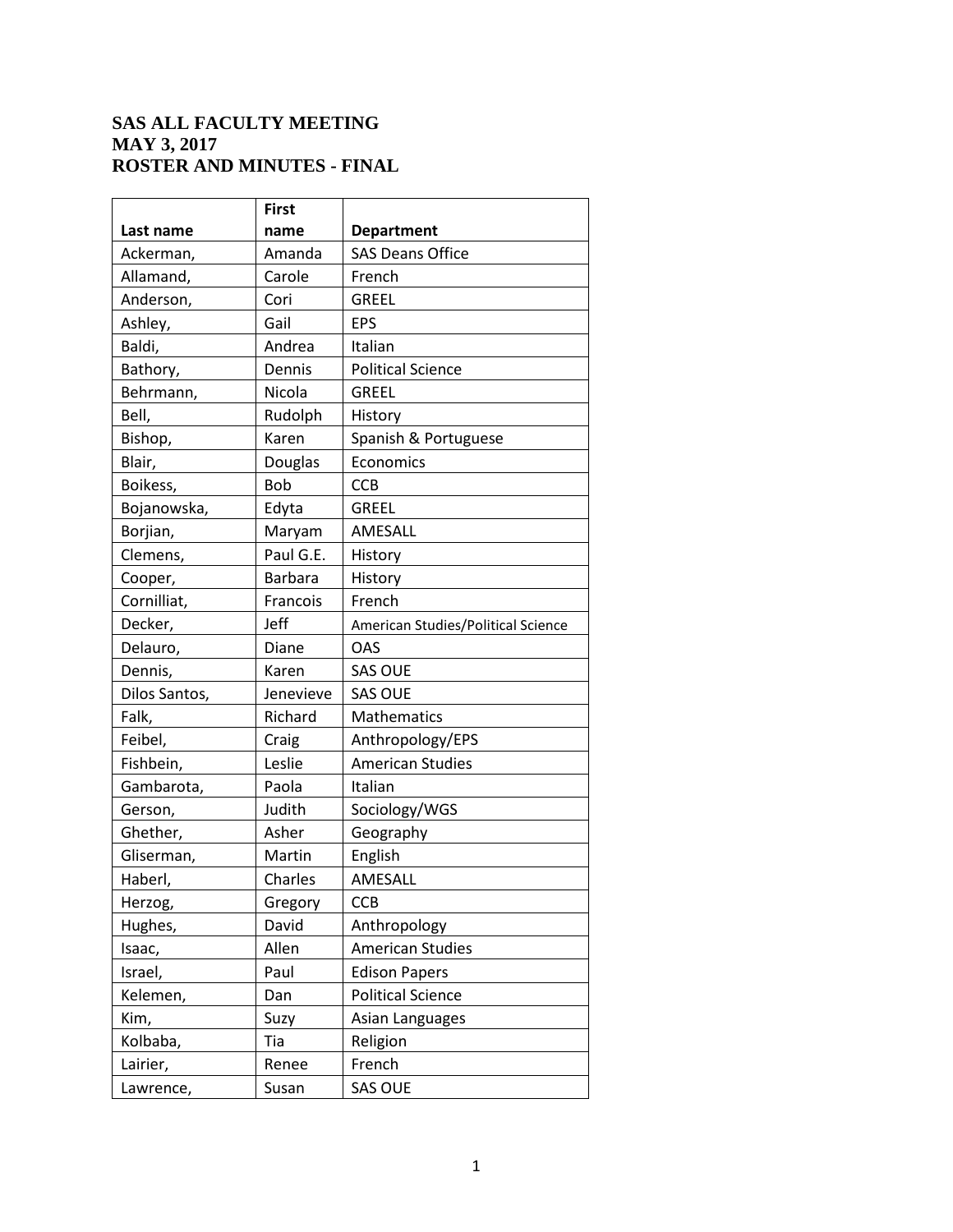# SAS ALL FACULTY MEETING
# MAY 3, 2017
# ROSTER AND MINUTES - FINAL

| Last name | First name | Department |
|---|---|---|
| Ackerman, | Amanda | SAS Deans Office |
| Allamand, | Carole | French |
| Anderson, | Cori | GREEL |
| Ashley, | Gail | EPS |
| Baldi, | Andrea | Italian |
| Bathory, | Dennis | Political Science |
| Behrmann, | Nicola | GREEL |
| Bell, | Rudolph | History |
| Bishop, | Karen | Spanish & Portuguese |
| Blair, | Douglas | Economics |
| Boikess, | Bob | CCB |
| Bojanowska, | Edyta | GREEL |
| Borjian, | Maryam | AMESALL |
| Clemens, | Paul G.E. | History |
| Cooper, | Barbara | History |
| Cornilliat, | Francois | French |
| Decker, | Jeff | American Studies/Political Science |
| Delauro, | Diane | OAS |
| Dennis, | Karen | SAS OUE |
| Dilos Santos, | Jenevieve | SAS OUE |
| Falk, | Richard | Mathematics |
| Feibel, | Craig | Anthropology/EPS |
| Fishbein, | Leslie | American Studies |
| Gambarota, | Paola | Italian |
| Gerson, | Judith | Sociology/WGS |
| Ghether, | Asher | Geography |
| Gliserman, | Martin | English |
| Haberl, | Charles | AMESALL |
| Herzog, | Gregory | CCB |
| Hughes, | David | Anthropology |
| Isaac, | Allen | American Studies |
| Israel, | Paul | Edison Papers |
| Kelemen, | Dan | Political Science |
| Kim, | Suzy | Asian Languages |
| Kolbaba, | Tia | Religion |
| Lairier, | Renee | French |
| Lawrence, | Susan | SAS OUE |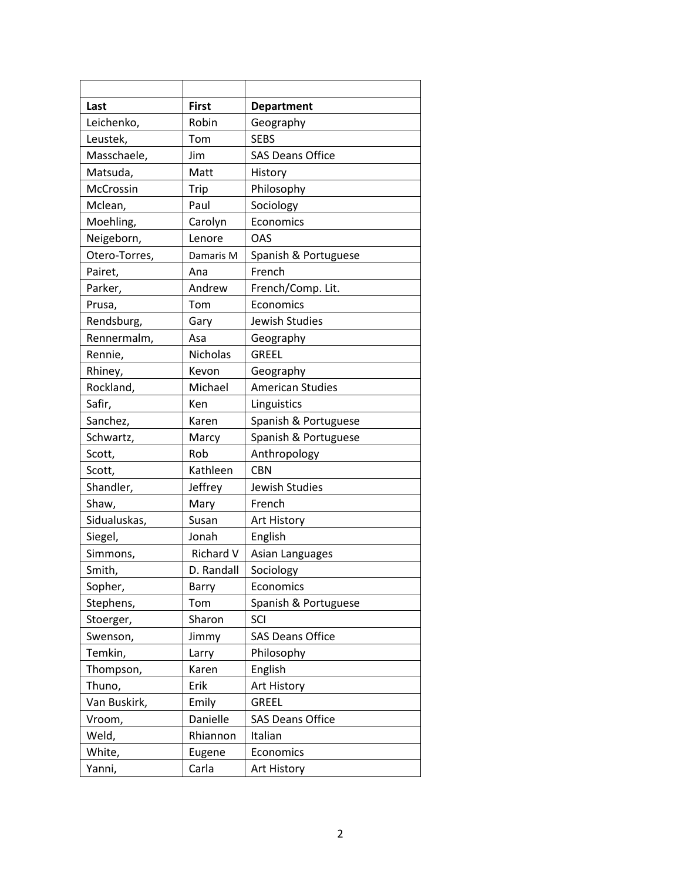| | | |
|---|---|---|
| **Last** | **First** | **Department** |
| Leichenko, | Robin | Geography |
| Leustek, | Tom | SEBS |
| Masschaele, | Jim | SAS Deans Office |
| Matsuda, | Matt | History |
| McCrossin | Trip | Philosophy |
| Mclean, | Paul | Sociology |
| Moehling, | Carolyn | Economics |
| Neigeborn, | Lenore | OAS |
| Otero-Torres, | Damaris M | Spanish & Portuguese |
| Pairet, | Ana | French |
| Parker, | Andrew | French/Comp. Lit. |
| Prusa, | Tom | Economics |
| Rendsburg, | Gary | Jewish Studies |
| Rennermalm, | Asa | Geography |
| Rennie, | Nicholas | GREEL |
| Rhiney, | Kevon | Geography |
| Rockland, | Michael | American Studies |
| Safir, | Ken | Linguistics |
| Sanchez, | Karen | Spanish & Portuguese |
| Schwartz, | Marcy | Spanish & Portuguese |
| Scott, | Rob | Anthropology |
| Scott, | Kathleen | CBN |
| Shandler, | Jeffrey | Jewish Studies |
| Shaw, | Mary | French |
| Sidualuskas, | Susan | Art History |
| Siegel, | Jonah | English |
| Simmons, | Richard V | Asian Languages |
| Smith, | D. Randall | Sociology |
| Sopher, | Barry | Economics |
| Stephens, | Tom | Spanish & Portuguese |
| Stoerger, | Sharon | SCI |
| Swenson, | Jimmy | SAS Deans Office |
| Temkin, | Larry | Philosophy |
| Thompson, | Karen | English |
| Thuno, | Erik | Art History |
| Van Buskirk, | Emily | GREEL |
| Vroom, | Danielle | SAS Deans Office |
| Weld, | Rhiannon | Italian |
| White, | Eugene | Economics |
| Yanni, | Carla | Art History |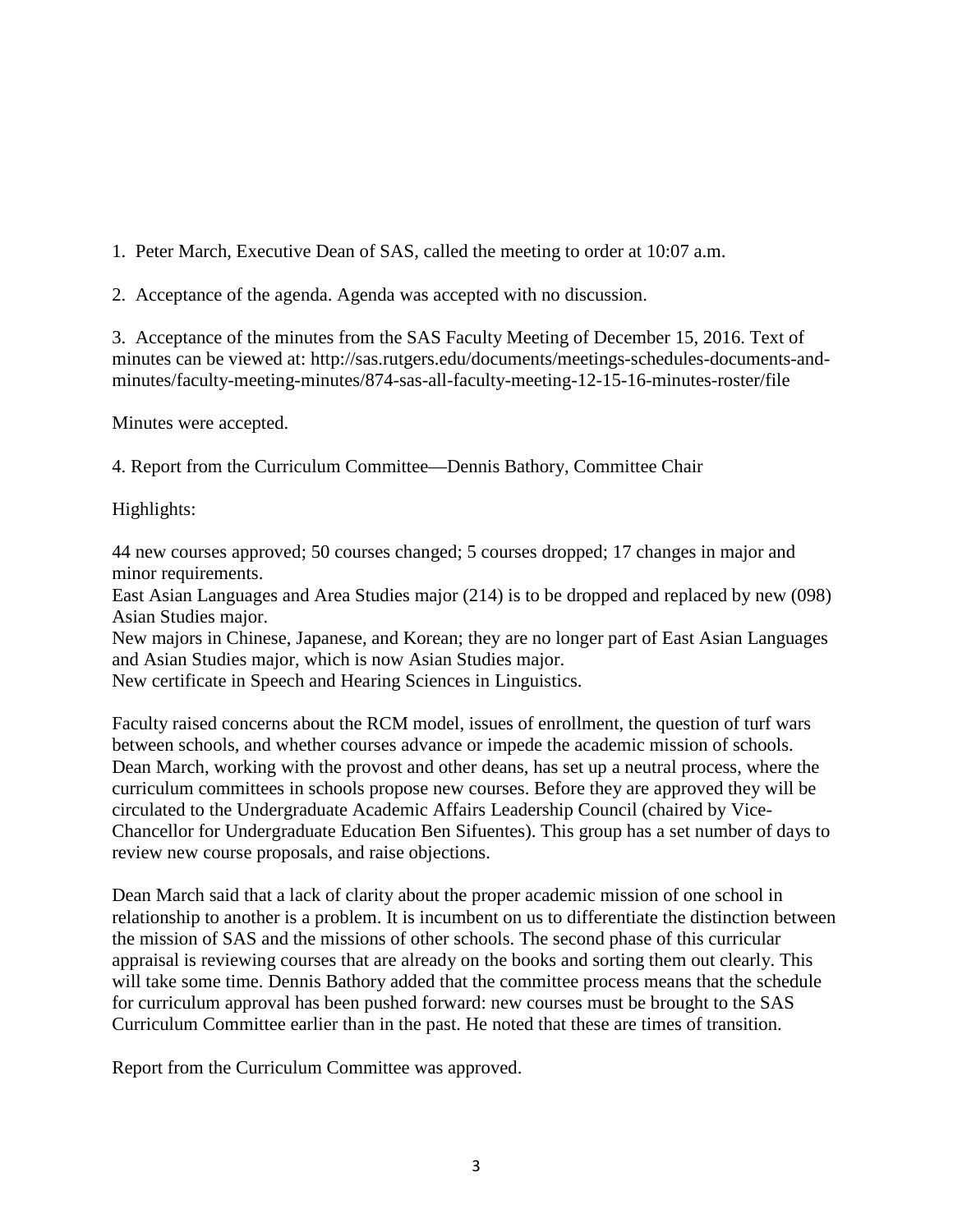1. Peter March, Executive Dean of SAS, called the meeting to order at 10:07 a.m.

2. Acceptance of the agenda. Agenda was accepted with no discussion.

3. Acceptance of the minutes from the SAS Faculty Meeting of December 15, 2016. Text of minutes can be viewed at: http://sas.rutgers.edu/documents/meetings-schedules-documents-and-minutes/faculty-meeting-minutes/874-sas-all-faculty-meeting-12-15-16-minutes-roster/file

Minutes were accepted.

4. Report from the Curriculum Committee—Dennis Bathory, Committee Chair

Highlights:

44 new courses approved; 50 courses changed; 5 courses dropped; 17 changes in major and minor requirements.
East Asian Languages and Area Studies major (214) is to be dropped and replaced by new (098) Asian Studies major.
New majors in Chinese, Japanese, and Korean; they are no longer part of East Asian Languages and Asian Studies major, which is now Asian Studies major.
New certificate in Speech and Hearing Sciences in Linguistics.

Faculty raised concerns about the RCM model, issues of enrollment, the question of turf wars between schools, and whether courses advance or impede the academic mission of schools. Dean March, working with the provost and other deans, has set up a neutral process, where the curriculum committees in schools propose new courses. Before they are approved they will be circulated to the Undergraduate Academic Affairs Leadership Council (chaired by Vice-Chancellor for Undergraduate Education Ben Sifuentes). This group has a set number of days to review new course proposals, and raise objections.

Dean March said that a lack of clarity about the proper academic mission of one school in relationship to another is a problem. It is incumbent on us to differentiate the distinction between the mission of SAS and the missions of other schools. The second phase of this curricular appraisal is reviewing courses that are already on the books and sorting them out clearly. This will take some time. Dennis Bathory added that the committee process means that the schedule for curriculum approval has been pushed forward: new courses must be brought to the SAS Curriculum Committee earlier than in the past. He noted that these are times of transition.

Report from the Curriculum Committee was approved.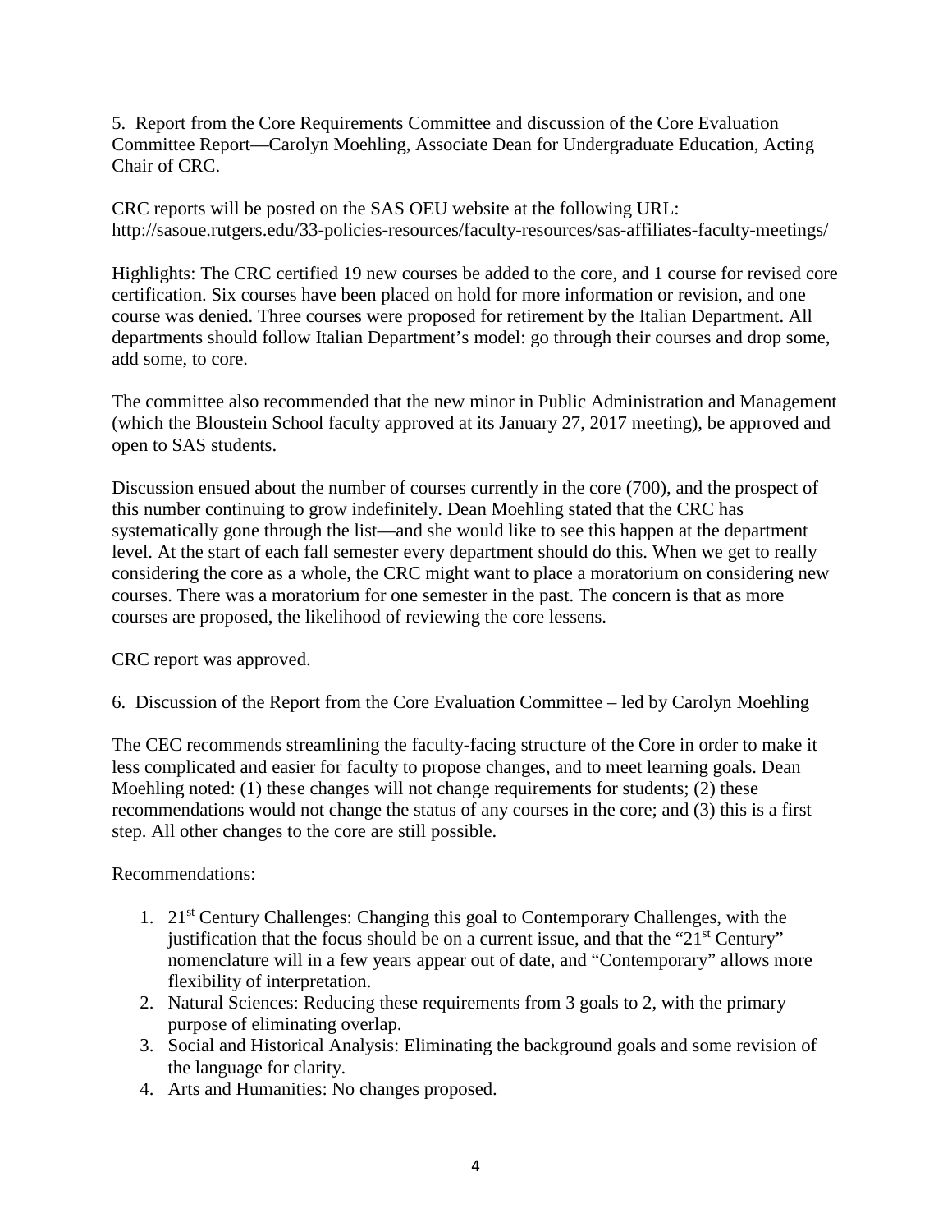5. Report from the Core Requirements Committee and discussion of the Core Evaluation Committee Report—Carolyn Moehling, Associate Dean for Undergraduate Education, Acting Chair of CRC.

CRC reports will be posted on the SAS OEU website at the following URL: http://sasoue.rutgers.edu/33-policies-resources/faculty-resources/sas-affiliates-faculty-meetings/

Highlights: The CRC certified 19 new courses be added to the core, and 1 course for revised core certification. Six courses have been placed on hold for more information or revision, and one course was denied. Three courses were proposed for retirement by the Italian Department. All departments should follow Italian Department's model: go through their courses and drop some, add some, to core.

The committee also recommended that the new minor in Public Administration and Management (which the Bloustein School faculty approved at its January 27, 2017 meeting), be approved and open to SAS students.

Discussion ensued about the number of courses currently in the core (700), and the prospect of this number continuing to grow indefinitely. Dean Moehling stated that the CRC has systematically gone through the list—and she would like to see this happen at the department level. At the start of each fall semester every department should do this. When we get to really considering the core as a whole, the CRC might want to place a moratorium on considering new courses. There was a moratorium for one semester in the past. The concern is that as more courses are proposed, the likelihood of reviewing the core lessens.

CRC report was approved.

6. Discussion of the Report from the Core Evaluation Committee – led by Carolyn Moehling

The CEC recommends streamlining the faculty-facing structure of the Core in order to make it less complicated and easier for faculty to propose changes, and to meet learning goals. Dean Moehling noted: (1) these changes will not change requirements for students; (2) these recommendations would not change the status of any courses in the core; and (3) this is a first step. All other changes to the core are still possible.

Recommendations:

1. 21st Century Challenges: Changing this goal to Contemporary Challenges, with the justification that the focus should be on a current issue, and that the "21st Century" nomenclature will in a few years appear out of date, and "Contemporary" allows more flexibility of interpretation.
2. Natural Sciences: Reducing these requirements from 3 goals to 2, with the primary purpose of eliminating overlap.
3. Social and Historical Analysis: Eliminating the background goals and some revision of the language for clarity.
4. Arts and Humanities: No changes proposed.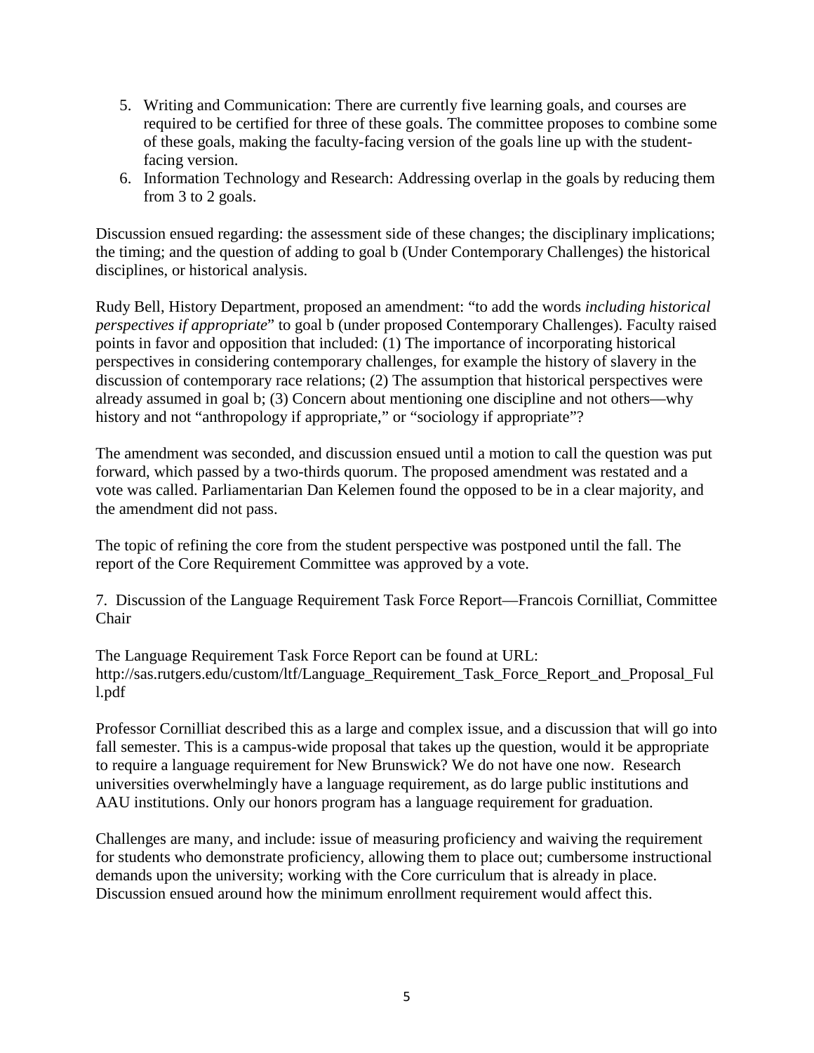5. Writing and Communication: There are currently five learning goals, and courses are required to be certified for three of these goals. The committee proposes to combine some of these goals, making the faculty-facing version of the goals line up with the student-facing version.
6. Information Technology and Research: Addressing overlap in the goals by reducing them from 3 to 2 goals.

Discussion ensued regarding: the assessment side of these changes; the disciplinary implications; the timing; and the question of adding to goal b (Under Contemporary Challenges) the historical disciplines, or historical analysis.

Rudy Bell, History Department, proposed an amendment: "to add the words *including historical perspectives if appropriate*" to goal b (under proposed Contemporary Challenges). Faculty raised points in favor and opposition that included: (1) The importance of incorporating historical perspectives in considering contemporary challenges, for example the history of slavery in the discussion of contemporary race relations; (2) The assumption that historical perspectives were already assumed in goal b; (3) Concern about mentioning one discipline and not others—why history and not "anthropology if appropriate," or "sociology if appropriate"?

The amendment was seconded, and discussion ensued until a motion to call the question was put forward, which passed by a two-thirds quorum. The proposed amendment was restated and a vote was called. Parliamentarian Dan Kelemen found the opposed to be in a clear majority, and the amendment did not pass.

The topic of refining the core from the student perspective was postponed until the fall. The report of the Core Requirement Committee was approved by a vote.

7. Discussion of the Language Requirement Task Force Report—Francois Cornilliat, Committee Chair

The Language Requirement Task Force Report can be found at URL: http://sas.rutgers.edu/custom/ltf/Language_Requirement_Task_Force_Report_and_Proposal_Full.pdf

Professor Cornilliat described this as a large and complex issue, and a discussion that will go into fall semester. This is a campus-wide proposal that takes up the question, would it be appropriate to require a language requirement for New Brunswick? We do not have one now. Research universities overwhelmingly have a language requirement, as do large public institutions and AAU institutions. Only our honors program has a language requirement for graduation.

Challenges are many, and include: issue of measuring proficiency and waiving the requirement for students who demonstrate proficiency, allowing them to place out; cumbersome instructional demands upon the university; working with the Core curriculum that is already in place. Discussion ensued around how the minimum enrollment requirement would affect this.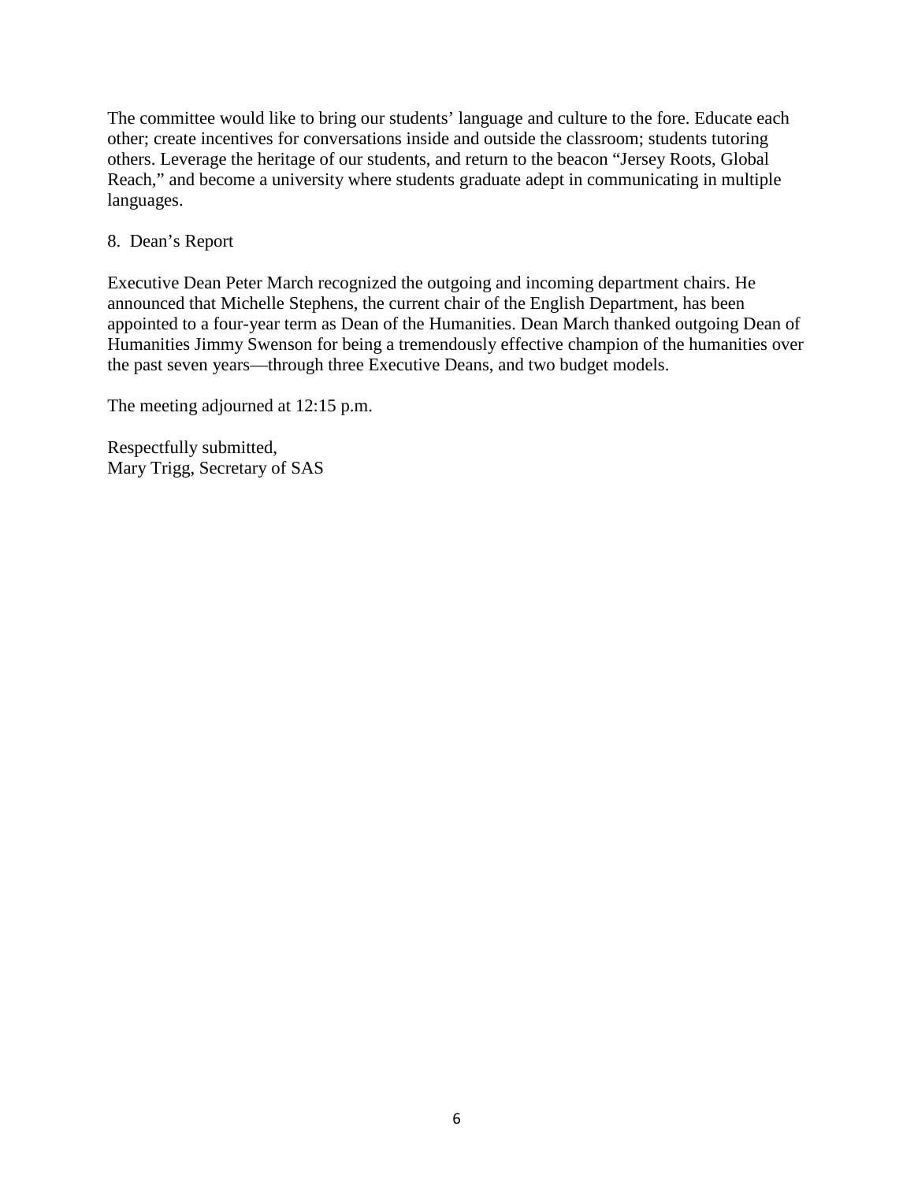The committee would like to bring our students' language and culture to the fore. Educate each other; create incentives for conversations inside and outside the classroom; students tutoring others. Leverage the heritage of our students, and return to the beacon "Jersey Roots, Global Reach," and become a university where students graduate adept in communicating in multiple languages.

8. Dean's Report

Executive Dean Peter March recognized the outgoing and incoming department chairs. He announced that Michelle Stephens, the current chair of the English Department, has been appointed to a four-year term as Dean of the Humanities. Dean March thanked outgoing Dean of Humanities Jimmy Swenson for being a tremendously effective champion of the humanities over the past seven years—through three Executive Deans, and two budget models.

The meeting adjourned at 12:15 p.m.

Respectfully submitted,  
Mary Trigg, Secretary of SAS